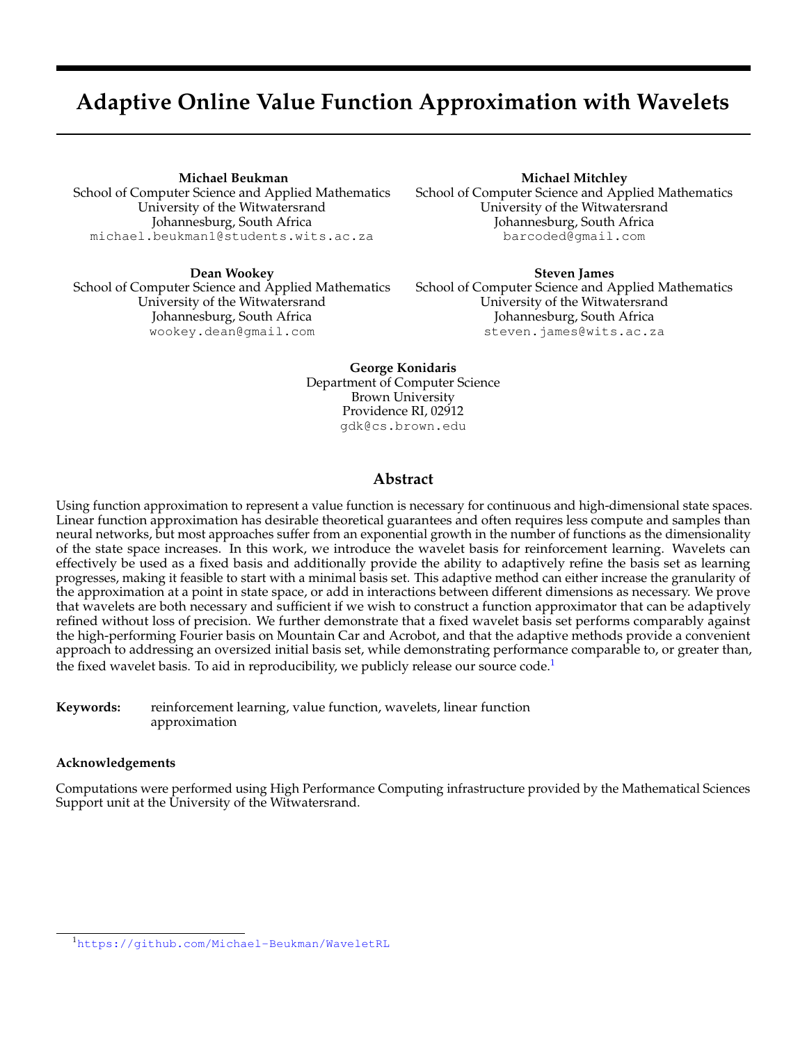# Adaptive Online Value Function Approximation with Wavelets

**Michael Beukman**
School of Computer Science and Applied Mathematics
University of the Witwatersrand
Johannesburg, South Africa
michael.beukman1@students.wits.ac.za

**Michael Mitchley**
School of Computer Science and Applied Mathematics
University of the Witwatersrand
Johannesburg, South Africa
barcoded@gmail.com

**Dean Wookey**
School of Computer Science and Applied Mathematics
University of the Witwatersrand
Johannesburg, South Africa
wookey.dean@gmail.com

**Steven James**
School of Computer Science and Applied Mathematics
University of the Witwatersrand
Johannesburg, South Africa
steven.james@wits.ac.za

**George Konidaris**
Department of Computer Science
Brown University
Providence RI, 02912
gdk@cs.brown.edu

## Abstract

Using function approximation to represent a value function is necessary for continuous and high-dimensional state spaces. Linear function approximation has desirable theoretical guarantees and often requires less compute and samples than neural networks, but most approaches suffer from an exponential growth in the number of functions as the dimensionality of the state space increases. In this work, we introduce the wavelet basis for reinforcement learning. Wavelets can effectively be used as a fixed basis and additionally provide the ability to adaptively refine the basis set as learning progresses, making it feasible to start with a minimal basis set. This adaptive method can either increase the granularity of the approximation at a point in state space, or add in interactions between different dimensions as necessary. We prove that wavelets are both necessary and sufficient if we wish to construct a function approximator that can be adaptively refined without loss of precision. We further demonstrate that a fixed wavelet basis set performs comparably against the high-performing Fourier basis on Mountain Car and Acrobot, and that the adaptive methods provide a convenient approach to addressing an oversized initial basis set, while demonstrating performance comparable to, or greater than, the fixed wavelet basis. To aid in reproducibility, we publicly release our source code.[1]

**Keywords:** reinforcement learning, value function, wavelets, linear function approximation

### Acknowledgements

Computations were performed using High Performance Computing infrastructure provided by the Mathematical Sciences Support unit at the University of the Witwatersrand.

[1] https://github.com/Michael-Beukman/WaveletRL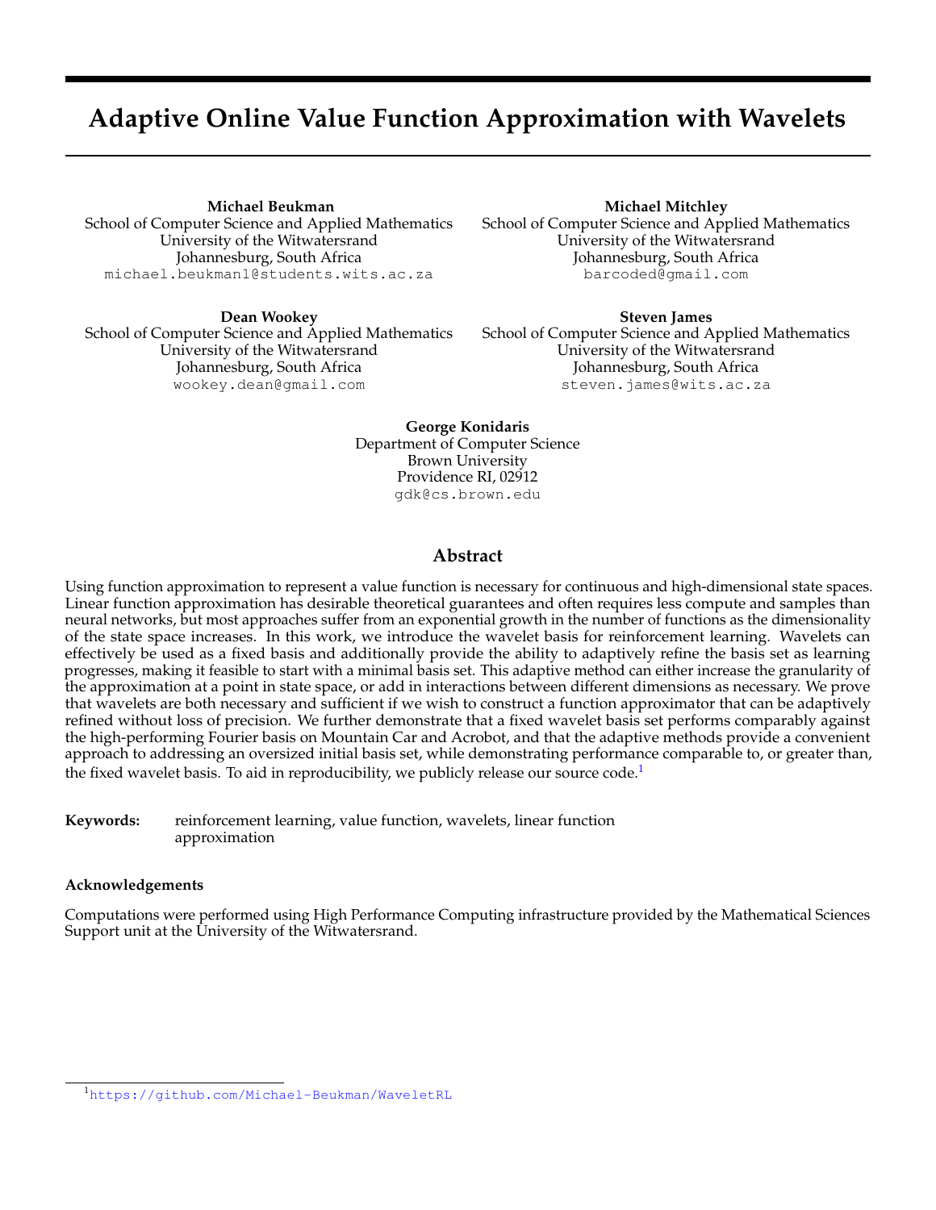# Adaptive Online Value Function Approximation with Wavelets

**Michael Beukman**
School of Computer Science and Applied Mathematics
University of the Witwatersrand
Johannesburg, South Africa
michael.beukman1@students.wits.ac.za

**Michael Mitchley**
School of Computer Science and Applied Mathematics
University of the Witwatersrand
Johannesburg, South Africa
barcoded@gmail.com

**Dean Wookey**
School of Computer Science and Applied Mathematics
University of the Witwatersrand
Johannesburg, South Africa
wookey.dean@gmail.com

**Steven James**
School of Computer Science and Applied Mathematics
University of the Witwatersrand
Johannesburg, South Africa
steven.james@wits.ac.za

**George Konidaris**
Department of Computer Science
Brown University
Providence RI, 02912
gdk@cs.brown.edu

## Abstract

Using function approximation to represent a value function is necessary for continuous and high-dimensional state spaces. Linear function approximation has desirable theoretical guarantees and often requires less compute and samples than neural networks, but most approaches suffer from an exponential growth in the number of functions as the dimensionality of the state space increases. In this work, we introduce the wavelet basis for reinforcement learning. Wavelets can effectively be used as a fixed basis and additionally provide the ability to adaptively refine the basis set as learning progresses, making it feasible to start with a minimal basis set. This adaptive method can either increase the granularity of the approximation at a point in state space, or add in interactions between different dimensions as necessary. We prove that wavelets are both necessary and sufficient if we wish to construct a function approximator that can be adaptively refined without loss of precision. We further demonstrate that a fixed wavelet basis set performs comparably against the high-performing Fourier basis on Mountain Car and Acrobot, and that the adaptive methods provide a convenient approach to addressing an oversized initial basis set, while demonstrating performance comparable to, or greater than, the fixed wavelet basis. To aid in reproducibility, we publicly release our source code.[1]

**Keywords:** reinforcement learning, value function, wavelets, linear function approximation

### Acknowledgements

Computations were performed using High Performance Computing infrastructure provided by the Mathematical Sciences Support unit at the University of the Witwatersrand.

[1] https://github.com/Michael-Beukman/WaveletRL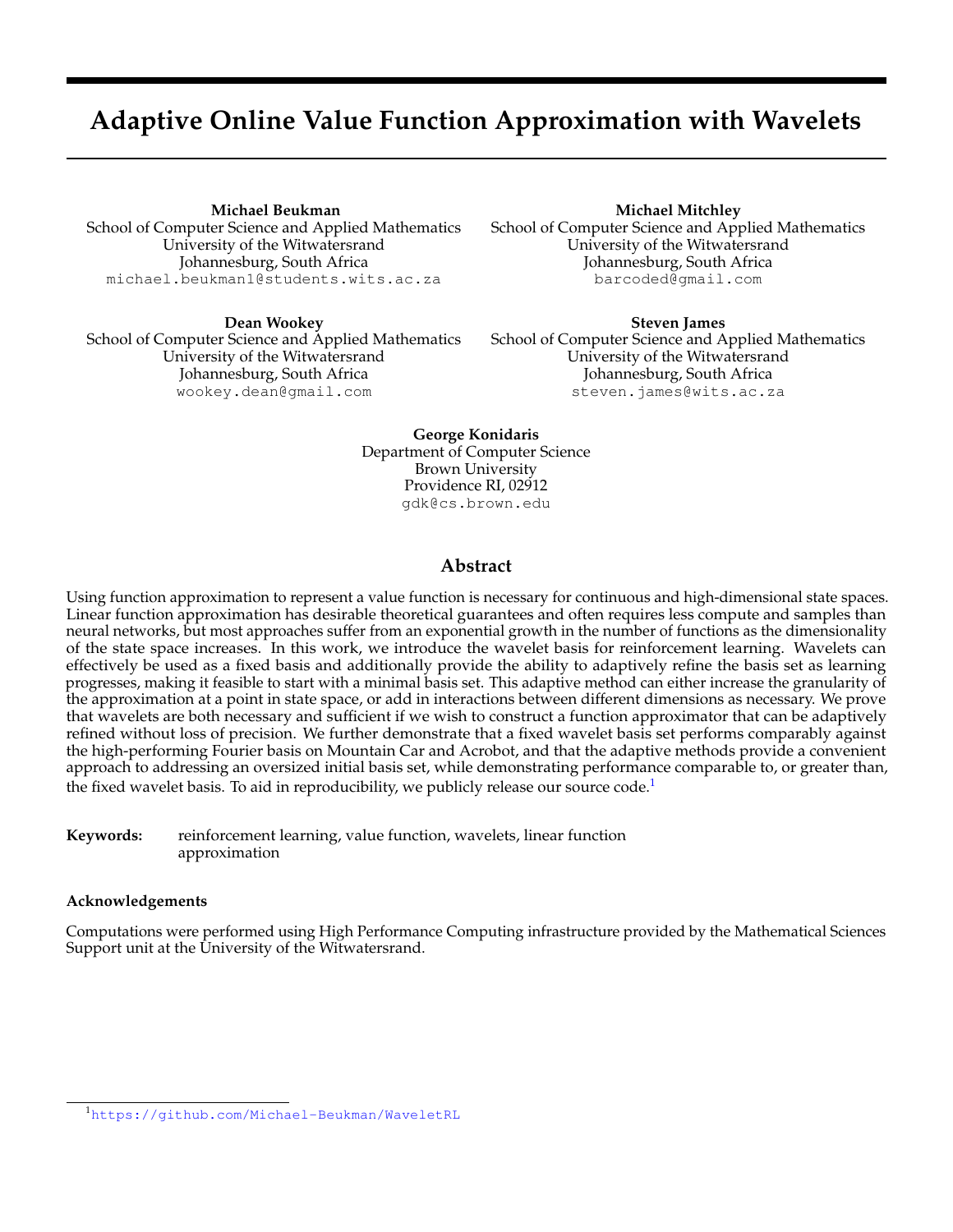# Adaptive Online Value Function Approximation with Wavelets

**Michael Beukman**
School of Computer Science and Applied Mathematics
University of the Witwatersrand
Johannesburg, South Africa
michael.beukman1@students.wits.ac.za

**Michael Mitchley**
School of Computer Science and Applied Mathematics
University of the Witwatersrand
Johannesburg, South Africa
barcoded@gmail.com

**Dean Wookey**
School of Computer Science and Applied Mathematics
University of the Witwatersrand
Johannesburg, South Africa
wookey.dean@gmail.com

**Steven James**
School of Computer Science and Applied Mathematics
University of the Witwatersrand
Johannesburg, South Africa
steven.james@wits.ac.za

**George Konidaris**
Department of Computer Science
Brown University
Providence RI, 02912
gdk@cs.brown.edu

## Abstract

Using function approximation to represent a value function is necessary for continuous and high-dimensional state spaces. Linear function approximation has desirable theoretical guarantees and often requires less compute and samples than neural networks, but most approaches suffer from an exponential growth in the number of functions as the dimensionality of the state space increases. In this work, we introduce the wavelet basis for reinforcement learning. Wavelets can effectively be used as a fixed basis and additionally provide the ability to adaptively refine the basis set as learning progresses, making it feasible to start with a minimal basis set. This adaptive method can either increase the granularity of the approximation at a point in state space, or add in interactions between different dimensions as necessary. We prove that wavelets are both necessary and sufficient if we wish to construct a function approximator that can be adaptively refined without loss of precision. We further demonstrate that a fixed wavelet basis set performs comparably against the high-performing Fourier basis on Mountain Car and Acrobot, and that the adaptive methods provide a convenient approach to addressing an oversized initial basis set, while demonstrating performance comparable to, or greater than, the fixed wavelet basis. To aid in reproducibility, we publicly release our source code.[1]

**Keywords:** reinforcement learning, value function, wavelets, linear function approximation

### Acknowledgements

Computations were performed using High Performance Computing infrastructure provided by the Mathematical Sciences Support unit at the University of the Witwatersrand.

[1] https://github.com/Michael-Beukman/WaveletRL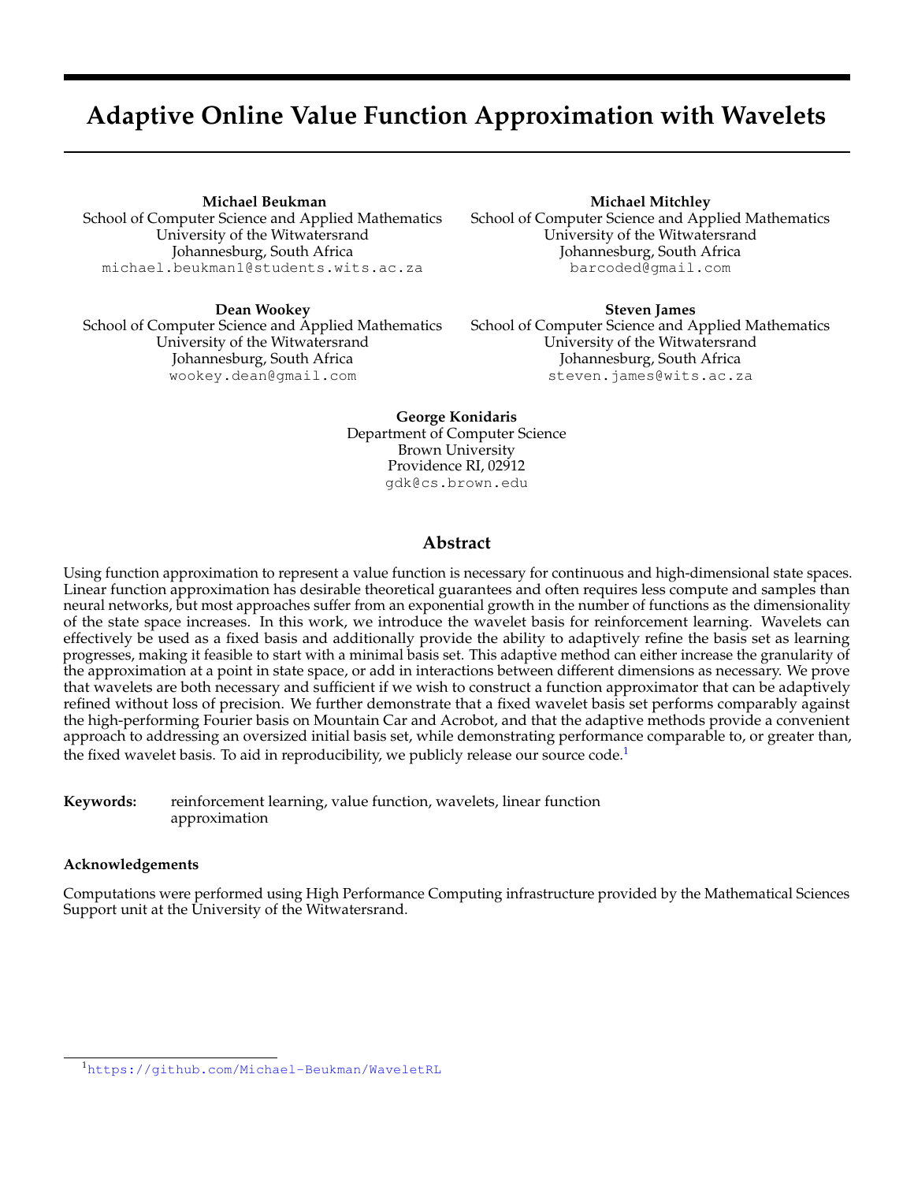# Adaptive Online Value Function Approximation with Wavelets

**Michael Beukman**
School of Computer Science and Applied Mathematics
University of the Witwatersrand
Johannesburg, South Africa
michael.beukman1@students.wits.ac.za

**Michael Mitchley**
School of Computer Science and Applied Mathematics
University of the Witwatersrand
Johannesburg, South Africa
barcoded@gmail.com

**Dean Wookey**
School of Computer Science and Applied Mathematics
University of the Witwatersrand
Johannesburg, South Africa
wookey.dean@gmail.com

**Steven James**
School of Computer Science and Applied Mathematics
University of the Witwatersrand
Johannesburg, South Africa
steven.james@wits.ac.za

**George Konidaris**
Department of Computer Science
Brown University
Providence RI, 02912
gdk@cs.brown.edu

## Abstract

Using function approximation to represent a value function is necessary for continuous and high-dimensional state spaces. Linear function approximation has desirable theoretical guarantees and often requires less compute and samples than neural networks, but most approaches suffer from an exponential growth in the number of functions as the dimensionality of the state space increases. In this work, we introduce the wavelet basis for reinforcement learning. Wavelets can effectively be used as a fixed basis and additionally provide the ability to adaptively refine the basis set as learning progresses, making it feasible to start with a minimal basis set. This adaptive method can either increase the granularity of the approximation at a point in state space, or add in interactions between different dimensions as necessary. We prove that wavelets are both necessary and sufficient if we wish to construct a function approximator that can be adaptively refined without loss of precision. We further demonstrate that a fixed wavelet basis set performs comparably against the high-performing Fourier basis on Mountain Car and Acrobot, and that the adaptive methods provide a convenient approach to addressing an oversized initial basis set, while demonstrating performance comparable to, or greater than, the fixed wavelet basis. To aid in reproducibility, we publicly release our source code.[1]

**Keywords:** reinforcement learning, value function, wavelets, linear function approximation

### Acknowledgements

Computations were performed using High Performance Computing infrastructure provided by the Mathematical Sciences Support unit at the University of the Witwatersrand.

[1] https://github.com/Michael-Beukman/WaveletRL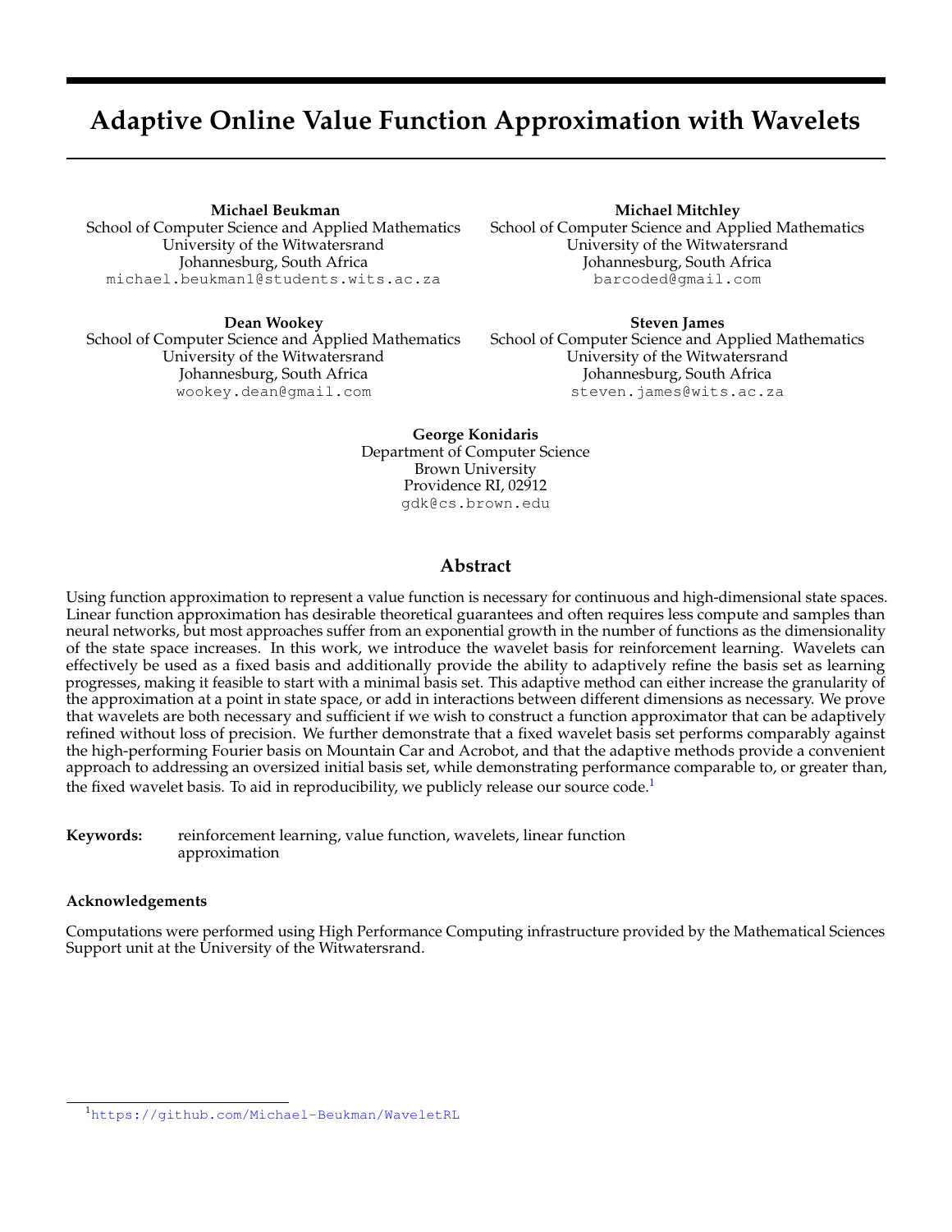# Adaptive Online Value Function Approximation with Wavelets

**Michael Beukman**
School of Computer Science and Applied Mathematics
University of the Witwatersrand
Johannesburg, South Africa
michael.beukman1@students.wits.ac.za

**Michael Mitchley**
School of Computer Science and Applied Mathematics
University of the Witwatersrand
Johannesburg, South Africa
barcoded@gmail.com

**Dean Wookey**
School of Computer Science and Applied Mathematics
University of the Witwatersrand
Johannesburg, South Africa
wookey.dean@gmail.com

**Steven James**
School of Computer Science and Applied Mathematics
University of the Witwatersrand
Johannesburg, South Africa
steven.james@wits.ac.za

**George Konidaris**
Department of Computer Science
Brown University
Providence RI, 02912
gdk@cs.brown.edu

## Abstract

Using function approximation to represent a value function is necessary for continuous and high-dimensional state spaces. Linear function approximation has desirable theoretical guarantees and often requires less compute and samples than neural networks, but most approaches suffer from an exponential growth in the number of functions as the dimensionality of the state space increases. In this work, we introduce the wavelet basis for reinforcement learning. Wavelets can effectively be used as a fixed basis and additionally provide the ability to adaptively refine the basis set as learning progresses, making it feasible to start with a minimal basis set. This adaptive method can either increase the granularity of the approximation at a point in state space, or add in interactions between different dimensions as necessary. We prove that wavelets are both necessary and sufficient if we wish to construct a function approximator that can be adaptively refined without loss of precision. We further demonstrate that a fixed wavelet basis set performs comparably against the high-performing Fourier basis on Mountain Car and Acrobot, and that the adaptive methods provide a convenient approach to addressing an oversized initial basis set, while demonstrating performance comparable to, or greater than, the fixed wavelet basis. To aid in reproducibility, we publicly release our source code.[1]

**Keywords:** reinforcement learning, value function, wavelets, linear function approximation

### Acknowledgements

Computations were performed using High Performance Computing infrastructure provided by the Mathematical Sciences Support unit at the University of the Witwatersrand.

[1] https://github.com/Michael-Beukman/WaveletRL